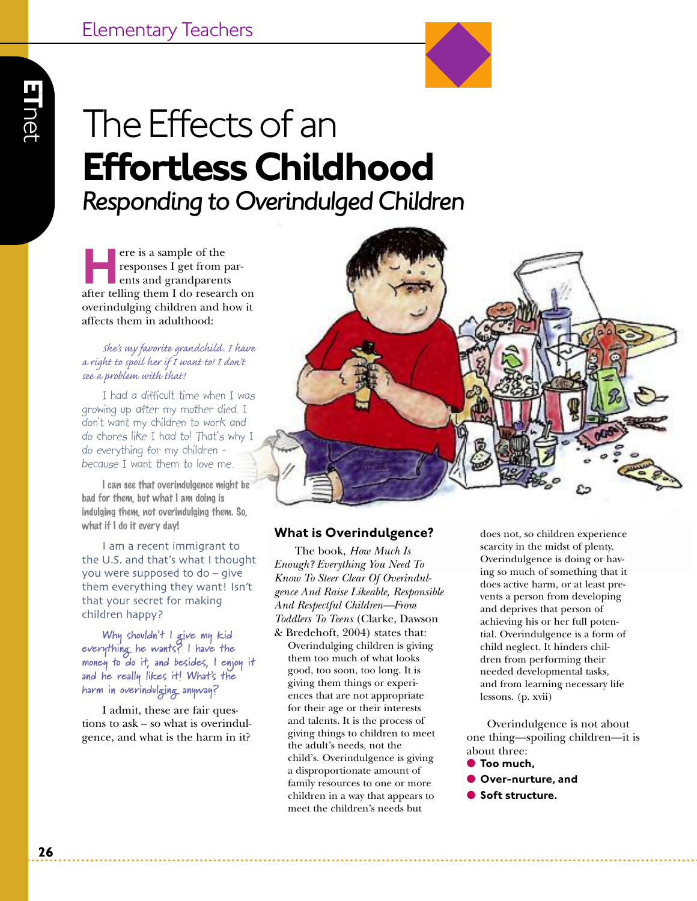# The Effects of an **Effortless Childhood**

## *Responding to Overindulged Children*

Here is a sample of the responses I get from parents and grandparents after telling them I do research on overindulging children and how it affects them in adulthood:

*She's my favorite grandchild. I have a right to spoil her if I want to! I don't see a problem with that!*

I had a difficult time when I was growing up after my mother died. I don't want my children to work and do chores like I had to! That's why I do everything for my children - because I want them to love me.

I can see that overindulgence might be bad for them, but what I am doing is indulging them, not overindulging them. So, what if I do it every day!

I am a recent immigrant to the U.S. and that's what I thought you were supposed to do – give them everything they want! Isn't that your secret for making children happy?

Why shouldn't I give my kid everything he wants? I have the money to do it, and besides, I enjoy it and he really likes it! What's the harm in overindulging anyway?

I admit, these are fair questions to ask – so what is overindulgence, and what is the harm in it?

### What is Overindulgence?

The book, *How Much Is Enough? Everything You Need To Know To Steer Clear Of Overindulgence And Raise Likeable, Responsible And Respectful Children—From Toddlers To Teens* (Clarke, Dawson & Bredehoft, 2004) states that:

> Overindulging children is giving them too much of what looks good, too soon, too long. It is giving them things or experiences that are not appropriate for their age or their interests and talents. It is the process of giving things to children to meet the adult's needs, not the child's. Overindulgence is giving a disproportionate amount of family resources to one or more children in a way that appears to meet the children's needs but does not, so children experience scarcity in the midst of plenty. Overindulgence is doing or having so much of something that it does active harm, or at least prevents a person from developing and deprives that person of achieving his or her full potential. Overindulgence is a form of child neglect. It hinders children from performing their needed developmental tasks, and from learning necessary life lessons. (p. xvii)

Overindulgence is not about one thing—spoiling children—it is about three:

- **Too much,**
- **Over-nurture, and**
- **Soft structure.**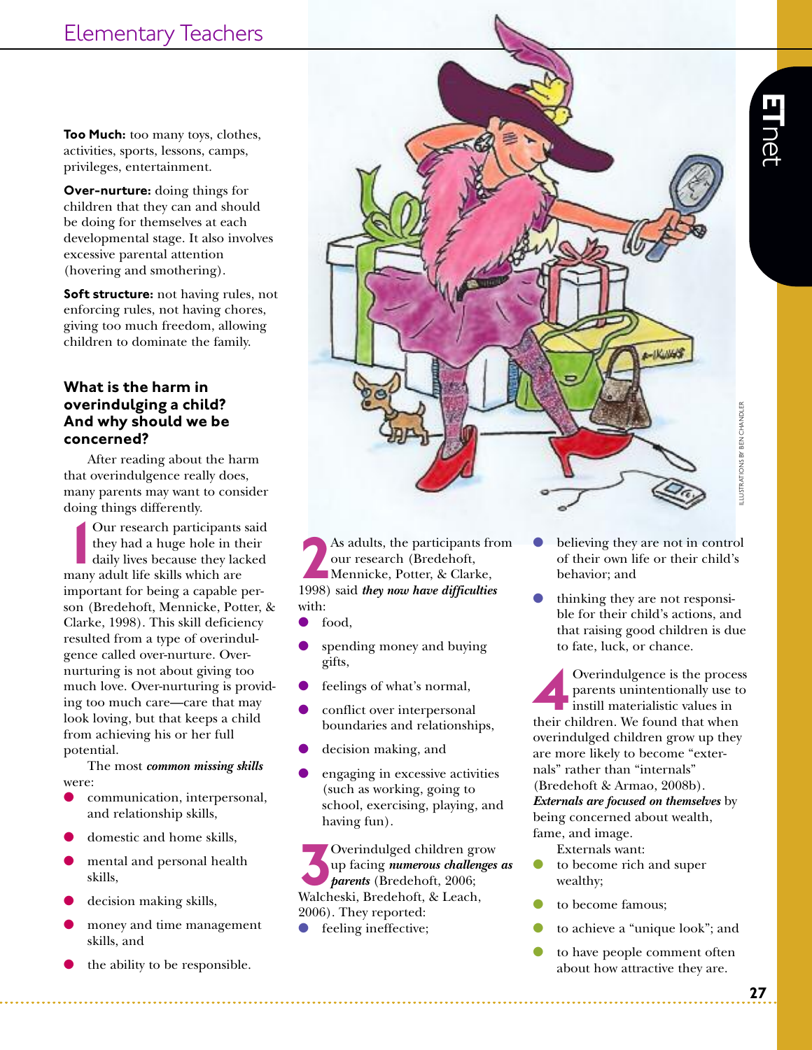**Too Much:** too many toys, clothes, activities, sports, lessons, camps, privileges, entertainment.

**Over-nurture:** doing things for children that they can and should be doing for themselves at each developmental stage. It also involves excessive parental attention (hovering and smothering).

**Soft structure:** not having rules, not enforcing rules, not having chores, giving too much freedom, allowing children to dominate the family.

### What is the harm in overindulging a child? And why should we be concerned?

After reading about the harm that overindulgence really does, many parents may want to consider doing things differently.

**1** Our research participants said they had a huge hole in their daily lives because they lacked many adult life skills which are important for being a capable person (Bredehoft, Mennicke, Potter, & Clarke, 1998). This skill deficiency resulted from a type of overindulgence called over-nurture. Over-nurturing is not about giving too much love. Over-nurturing is providing too much care—care that may look loving, but that keeps a child from achieving his or her full potential.

The most ***common missing skills*** were:

- communication, interpersonal, and relationship skills,
- domestic and home skills,
- mental and personal health skills,
- decision making skills,
- money and time management skills, and
- the ability to be responsible.

**2** As adults, the participants from our research (Bredehoft, Mennicke, Potter, & Clarke, 1998) said ***they now have difficulties*** with:

- food,
- spending money and buying gifts,
- feelings of what's normal,
- conflict over interpersonal boundaries and relationships,
- decision making, and
- engaging in excessive activities (such as working, going to school, exercising, playing, and having fun).

**3** Overindulged children grow up facing ***numerous challenges as parents*** (Bredehoft, 2006; Walcheski, Bredehoft, & Leach, 2006). They reported:

- feeling ineffective;
- believing they are not in control of their own life or their child's behavior; and
- thinking they are not responsible for their child's actions, and that raising good children is due to fate, luck, or chance.

**4** Overindulgence is the process parents unintentionally use to instill materialistic values in their children. We found that when overindulged children grow up they are more likely to become "externals" rather than "internals" (Bredehoft & Armao, 2008b). ***Externals are focused on themselves*** by being concerned about wealth, fame, and image.

Externals want:

- to become rich and super wealthy;
- to become famous;
- to achieve a "unique look"; and
- to have people comment often about how attractive they are.

ILLUSTRATIONS BY BEN CHANDLER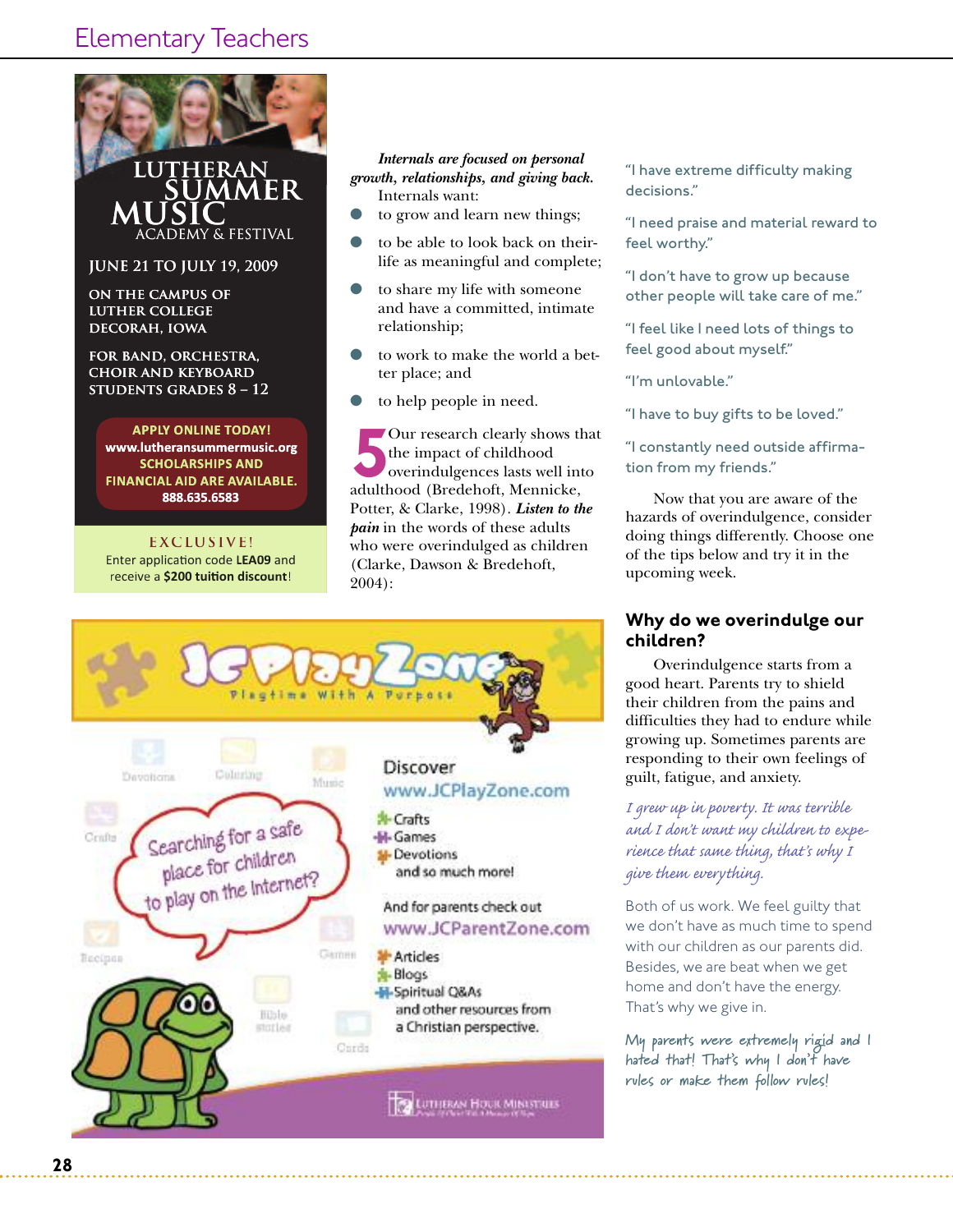***Internals are focused on personal growth, relationships, and giving back.*** Internals want:

- to grow and learn new things;
- to be able to look back on their life as meaningful and complete;
- to share my life with someone and have a committed, intimate relationship;
- to work to make the world a better place; and
- to help people in need.

**5** Our research clearly shows that the impact of childhood overindulgences lasts well into adulthood (Bredehoft, Mennicke, Potter, & Clarke, 1998). ***Listen to the pain*** in the words of these adults who were overindulged as children (Clarke, Dawson & Bredehoft, 2004):

"I have extreme difficulty making decisions."

"I need praise and material reward to feel worthy."

"I don't have to grow up because other people will take care of me."

"I feel like I need lots of things to feel good about myself."

"I'm unlovable."

"I have to buy gifts to be loved."

"I constantly need outside affirmation from my friends."

Now that you are aware of the hazards of overindulgence, consider doing things differently. Choose one of the tips below and try it in the upcoming week.

## Why do we overindulge our children?

Overindulgence starts from a good heart. Parents try to shield their children from the pains and difficulties they had to endure while growing up. Sometimes parents are responding to their own feelings of guilt, fatigue, and anxiety.

*I grew up in poverty. It was terrible and I don't want my children to experience that same thing, that's why I give them everything.*

Both of us work. We feel guilty that we don't have as much time to spend with our children as our parents did. Besides, we are beat when we get home and don't have the energy. That's why we give in.

*My parents were extremely rigid and I hated that! That's why I don't have rules or make them follow rules!*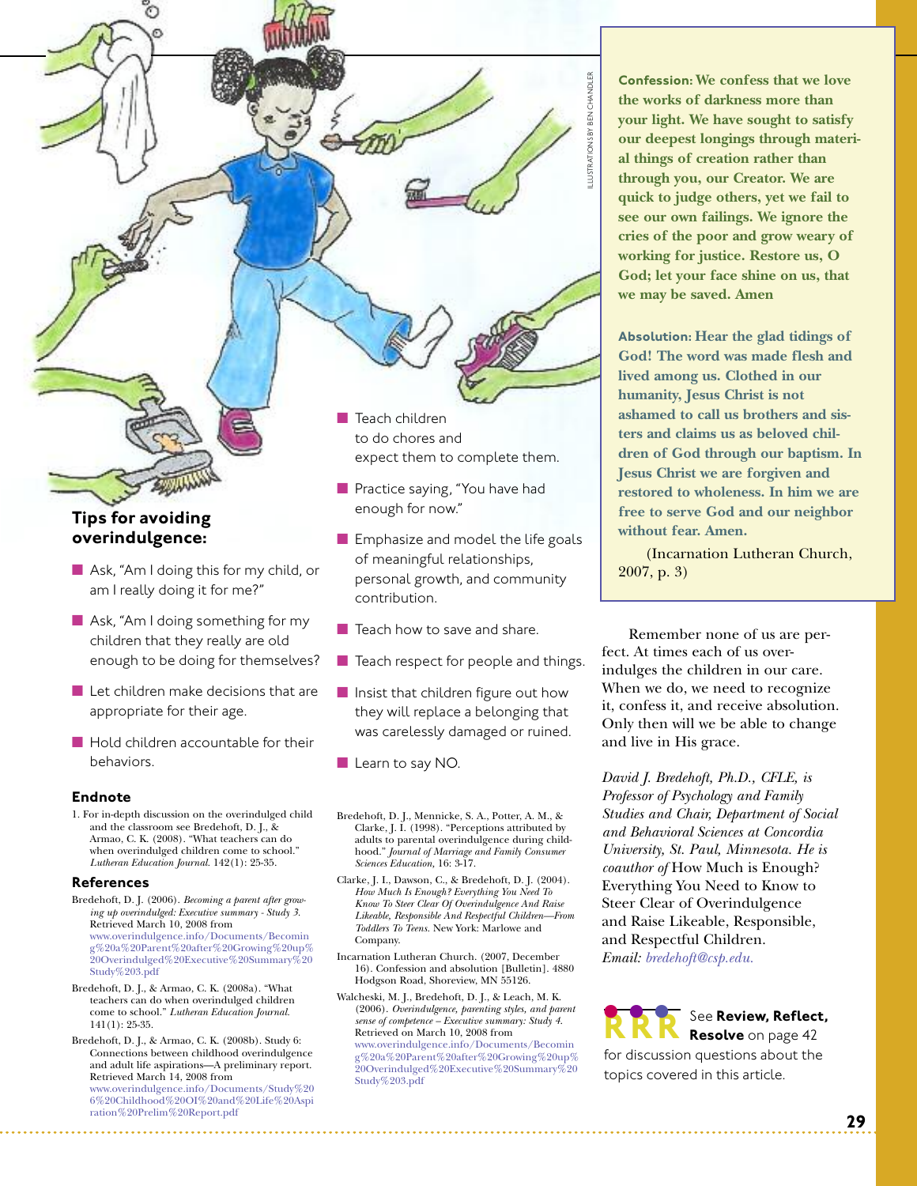ILLUSTRATIONS BY BEN CHANDLER

### Tips for avoiding overindulgence:

- Ask, "Am I doing this for my child, or am I really doing it for me?"
- Ask, "Am I doing something for my children that they really are old enough to be doing for themselves?
- Let children make decisions that are appropriate for their age.
- Hold children accountable for their behaviors.
- Teach children to do chores and expect them to complete them.
- Practice saying, "You have had enough for now."
- Emphasize and model the life goals of meaningful relationships, personal growth, and community contribution.
- Teach how to save and share.
- Teach respect for people and things.
- Insist that children figure out how they will replace a belonging that was carelessly damaged or ruined.
- Learn to say NO.

**Confession:** We confess that we love the works of darkness more than your light. We have sought to satisfy our deepest longings through material things of creation rather than through you, our Creator. We are quick to judge others, yet we fail to see our own failings. We ignore the cries of the poor and grow weary of working for justice. Restore us, O God; let your face shine on us, that we may be saved. Amen

**Absolution:** Hear the glad tidings of God! The word was made flesh and lived among us. Clothed in our humanity, Jesus Christ is not ashamed to call us brothers and sisters and claims us as beloved children of God through our baptism. In Jesus Christ we are forgiven and restored to wholeness. In him we are free to serve God and our neighbor without fear. Amen.

(Incarnation Lutheran Church, 2007, p. 3)

Remember none of us are perfect. At times each of us overindulges the children in our care. When we do, we need to recognize it, confess it, and receive absolution. Only then will we be able to change and live in His grace.

*David J. Bredehoft, Ph.D., CFLE, is Professor of Psychology and Family Studies and Chair, Department of Social and Behavioral Sciences at Concordia University, St. Paul, Minnesota. He is coauthor of* How Much is Enough? Everything You Need to Know to Steer Clear of Overindulgence and Raise Likeable, Responsible, and Respectful Children. *Email: bredehoft@csp.edu.*

See **Review, Reflect, Resolve** on page 42 for discussion questions about the topics covered in this article.

### Endnote

1. For in-depth discussion on the overindulged child and the classroom see Bredehoft, D. J., & Armao, C. K. (2008). "What teachers can do when overindulged children come to school." *Lutheran Education Journal.* 142(1): 25-35.

### References

Bredehoft, D. J. (2006). *Becoming a parent after growing up overindulged: Executive summary - Study 3.* Retrieved March 10, 2008 from www.overindulgence.info/Documents/Becoming%20a%20Parent%20after%20Growing%20up%20Overindulged%20Executive%20Summary%20Study%203.pdf

Bredehoft, D. J., & Armao, C. K. (2008a). "What teachers can do when overindulged children come to school." *Lutheran Education Journal.* 141(1): 25-35.

Bredehoft, D. J., & Armao, C. K. (2008b). Study 6: Connections between childhood overindulgence and adult life aspirations—A preliminary report. Retrieved March 14, 2008 from www.overindulgence.info/Documents/Study%206%20Childhood%20OI%20and%20Life%20Aspiration%20Prelim%20Report.pdf

Bredehoft, D. J., Mennicke, S. A., Potter, A. M., & Clarke, J. I. (1998). "Perceptions attributed by adults to parental overindulgence during childhood." *Journal of Marriage and Family Consumer Sciences Education,* 16: 3-17.

Clarke, J. I., Dawson, C., & Bredehoft, D. J. (2004). *How Much Is Enough? Everything You Need To Know To Steer Clear Of Overindulgence And Raise Likeable, Responsible And Respectful Children—From Toddlers To Teens.* New York: Marlowe and Company.

Incarnation Lutheran Church. (2007, December 16). Confession and absolution [Bulletin]. 4880 Hodgson Road, Shoreview, MN 55126.

Walcheski, M. J., Bredehoft, D. J., & Leach, M. K. (2006). *Overindulgence, parenting styles, and parent sense of competence – Executive summary: Study 4.* Retrieved on March 10, 2008 from www.overindulgence.info/Documents/Becoming%20a%20Parent%20after%20Growing%20up%20Overindulged%20Executive%20Summary%20Study%203.pdf